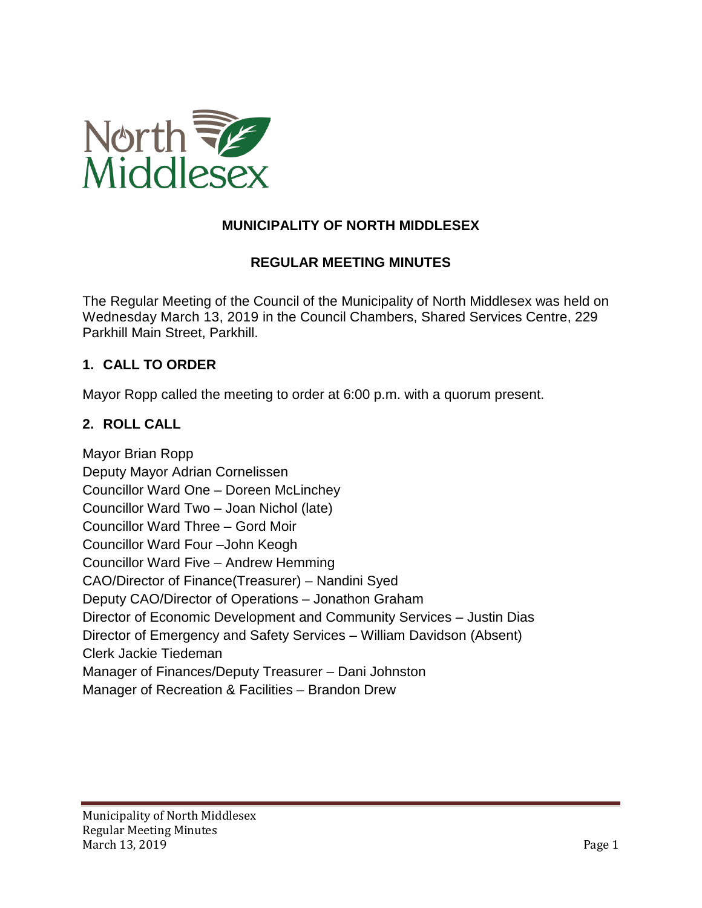# MUNICIPALITY OF NORTH MIDDLESEX

## REGULAR MEETING MINUTES

The Regular Meeting of the Council of the Municipality of North Middlesex was held on Wednesday March 13, 2019 in the Council Chambers, Shared Services Centre, 229 Parkhill Main Street, Parkhill.

### 1. CALL TO ORDER

Mayor Ropp called the meeting to order at 6:00 p.m. with a quorum present.

### 2. ROLL CALL

Mayor Brian Ropp
Deputy Mayor Adrian Cornelissen
Councillor Ward One – Doreen McLinchey
Councillor Ward Two – Joan Nichol (late)
Councillor Ward Three – Gord Moir
Councillor Ward Four –John Keogh
Councillor Ward Five – Andrew Hemming
CAO/Director of Finance(Treasurer) – Nandini Syed
Deputy CAO/Director of Operations – Jonathon Graham
Director of Economic Development and Community Services – Justin Dias
Director of Emergency and Safety Services – William Davidson (Absent)
Clerk Jackie Tiedeman
Manager of Finances/Deputy Treasurer – Dani Johnston
Manager of Recreation & Facilities – Brandon Drew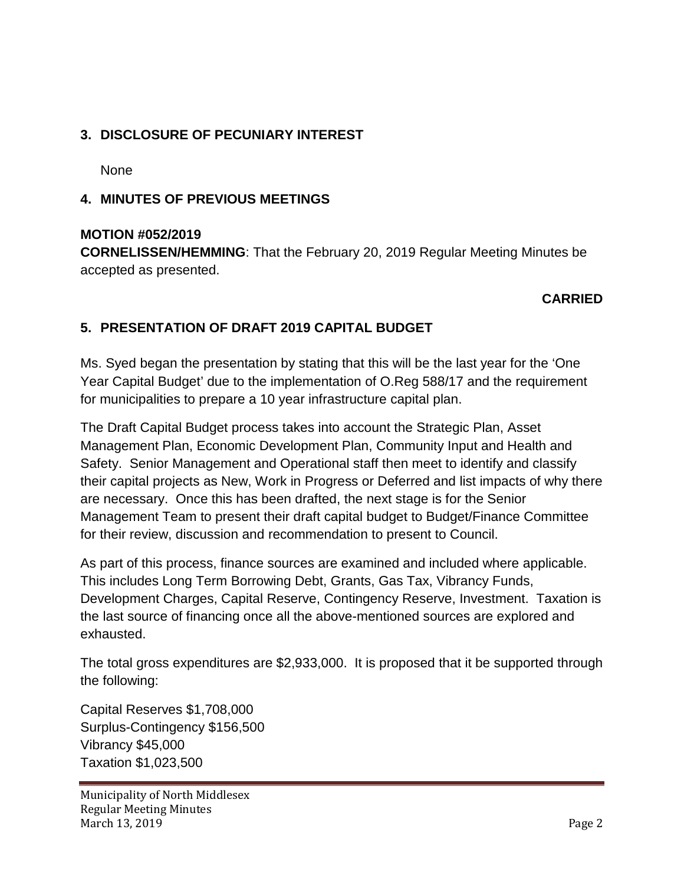## 3. DISCLOSURE OF PECUNIARY INTEREST

None

## 4. MINUTES OF PREVIOUS MEETINGS

**MOTION #052/2019**
**CORNELISSEN/HEMMING**: That the February 20, 2019 Regular Meeting Minutes be accepted as presented.

**CARRIED**

## 5. PRESENTATION OF DRAFT 2019 CAPITAL BUDGET

Ms. Syed began the presentation by stating that this will be the last year for the 'One Year Capital Budget' due to the implementation of O.Reg 588/17 and the requirement for municipalities to prepare a 10 year infrastructure capital plan.

The Draft Capital Budget process takes into account the Strategic Plan, Asset Management Plan, Economic Development Plan, Community Input and Health and Safety. Senior Management and Operational staff then meet to identify and classify their capital projects as New, Work in Progress or Deferred and list impacts of why there are necessary. Once this has been drafted, the next stage is for the Senior Management Team to present their draft capital budget to Budget/Finance Committee for their review, discussion and recommendation to present to Council.

As part of this process, finance sources are examined and included where applicable. This includes Long Term Borrowing Debt, Grants, Gas Tax, Vibrancy Funds, Development Charges, Capital Reserve, Contingency Reserve, Investment. Taxation is the last source of financing once all the above-mentioned sources are explored and exhausted.

The total gross expenditures are $2,933,000. It is proposed that it be supported through the following:

Capital Reserves $1,708,000
Surplus-Contingency $156,500
Vibrancy $45,000
Taxation $1,023,500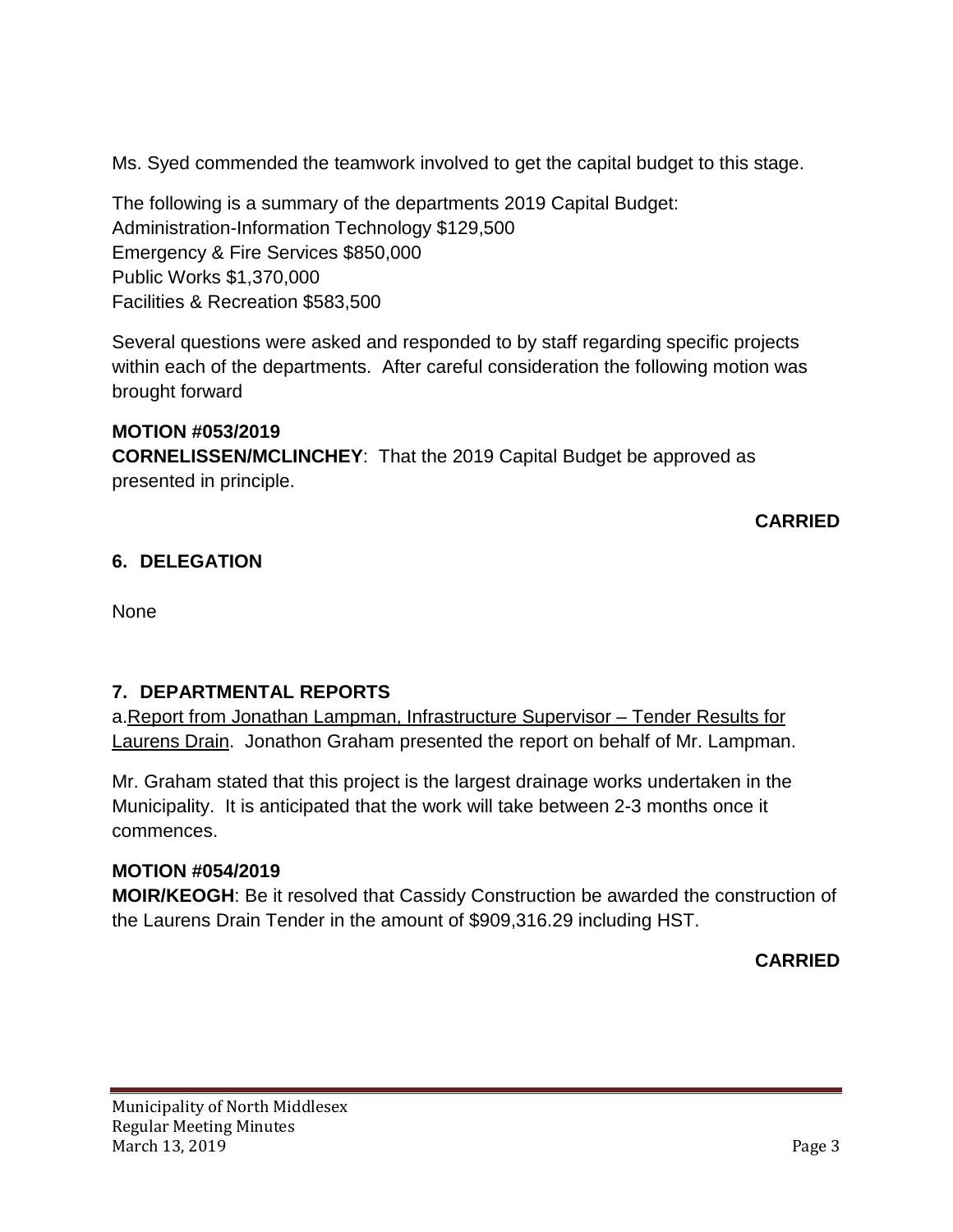Ms. Syed commended the teamwork involved to get the capital budget to this stage.

The following is a summary of the departments 2019 Capital Budget:
Administration-Information Technology $129,500
Emergency & Fire Services $850,000
Public Works $1,370,000
Facilities & Recreation $583,500

Several questions were asked and responded to by staff regarding specific projects within each of the departments. After careful consideration the following motion was brought forward

**MOTION #053/2019**
**CORNELISSEN/MCLINCHEY**: That the 2019 Capital Budget be approved as presented in principle.

**CARRIED**

## 6. DELEGATION

None

## 7. DEPARTMENTAL REPORTS

a. Report from Jonathan Lampman, Infrastructure Supervisor – Tender Results for Laurens Drain. Jonathon Graham presented the report on behalf of Mr. Lampman.

Mr. Graham stated that this project is the largest drainage works undertaken in the Municipality. It is anticipated that the work will take between 2-3 months once it commences.

**MOTION #054/2019**
**MOIR/KEOGH**: Be it resolved that Cassidy Construction be awarded the construction of the Laurens Drain Tender in the amount of $909,316.29 including HST.

**CARRIED**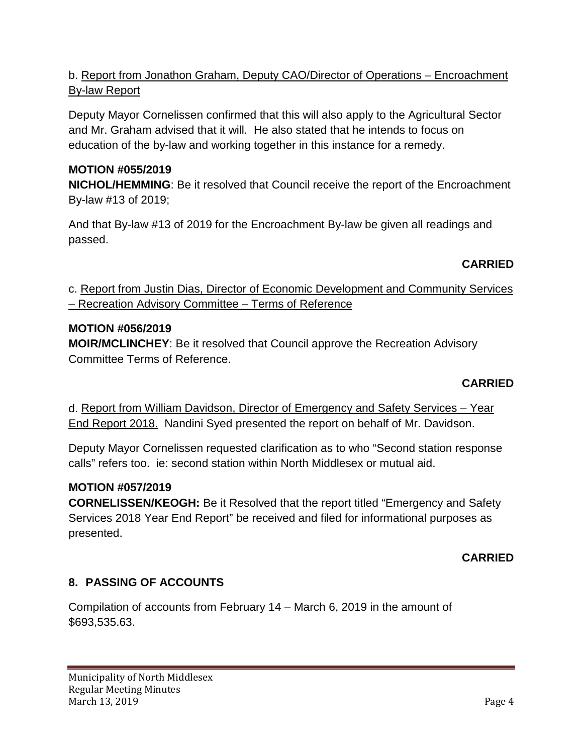b. Report from Jonathon Graham, Deputy CAO/Director of Operations – Encroachment By-law Report

Deputy Mayor Cornelissen confirmed that this will also apply to the Agricultural Sector and Mr. Graham advised that it will. He also stated that he intends to focus on education of the by-law and working together in this instance for a remedy.

**MOTION #055/2019**
**NICHOL/HEMMING**: Be it resolved that Council receive the report of the Encroachment By-law #13 of 2019;

And that By-law #13 of 2019 for the Encroachment By-law be given all readings and passed.

**CARRIED**

c. Report from Justin Dias, Director of Economic Development and Community Services – Recreation Advisory Committee – Terms of Reference

**MOTION #056/2019**
**MOIR/MCLINCHEY**: Be it resolved that Council approve the Recreation Advisory Committee Terms of Reference.

**CARRIED**

d. Report from William Davidson, Director of Emergency and Safety Services – Year End Report 2018. Nandini Syed presented the report on behalf of Mr. Davidson.

Deputy Mayor Cornelissen requested clarification as to who "Second station response calls" refers too. ie: second station within North Middlesex or mutual aid.

**MOTION #057/2019**
**CORNELISSEN/KEOGH:** Be it Resolved that the report titled "Emergency and Safety Services 2018 Year End Report" be received and filed for informational purposes as presented.

**CARRIED**

## 8. PASSING OF ACCOUNTS

Compilation of accounts from February 14 – March 6, 2019 in the amount of $693,535.63.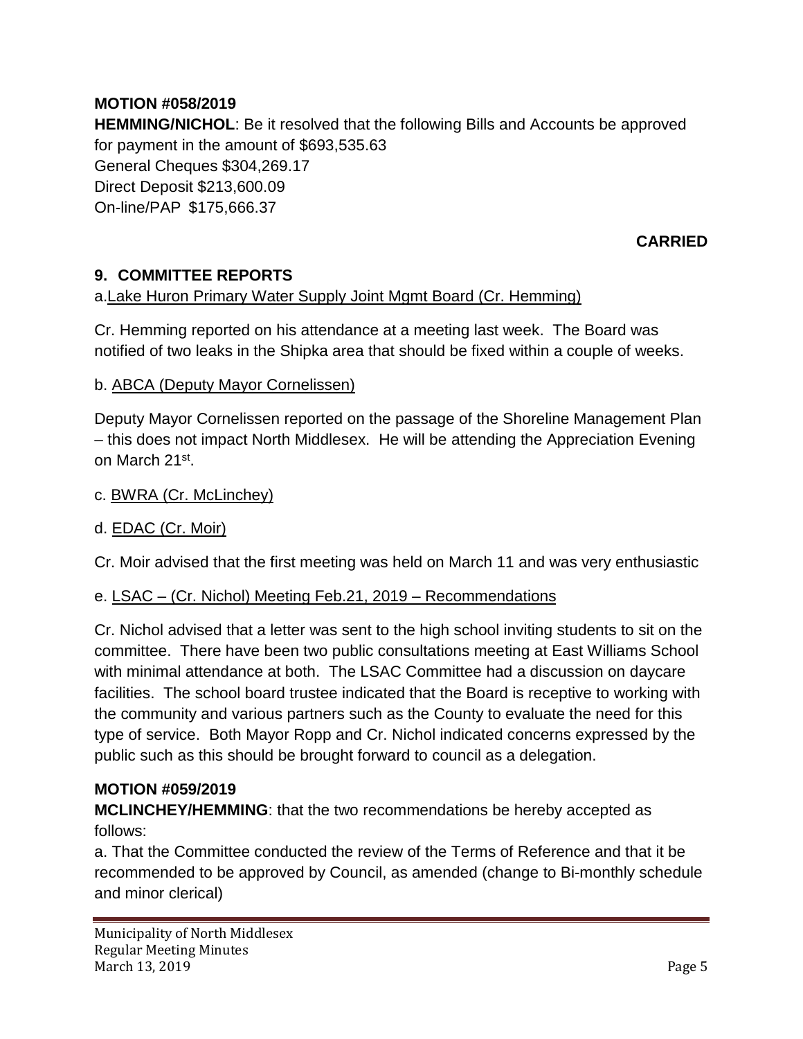**MOTION #058/2019**

**HEMMING/NICHOL**: Be it resolved that the following Bills and Accounts be approved for payment in the amount of $693,535.63
General Cheques $304,269.17
Direct Deposit $213,600.09
On-line/PAP $175,666.37

**CARRIED**

## 9. COMMITTEE REPORTS

a. Lake Huron Primary Water Supply Joint Mgmt Board (Cr. Hemming)

Cr. Hemming reported on his attendance at a meeting last week. The Board was notified of two leaks in the Shipka area that should be fixed within a couple of weeks.

b. ABCA (Deputy Mayor Cornelissen)

Deputy Mayor Cornelissen reported on the passage of the Shoreline Management Plan – this does not impact North Middlesex. He will be attending the Appreciation Evening on March 21st.

c. BWRA (Cr. McLinchey)

d. EDAC (Cr. Moir)

Cr. Moir advised that the first meeting was held on March 11 and was very enthusiastic

e. LSAC – (Cr. Nichol) Meeting Feb.21, 2019 – Recommendations

Cr. Nichol advised that a letter was sent to the high school inviting students to sit on the committee. There have been two public consultations meeting at East Williams School with minimal attendance at both. The LSAC Committee had a discussion on daycare facilities. The school board trustee indicated that the Board is receptive to working with the community and various partners such as the County to evaluate the need for this type of service. Both Mayor Ropp and Cr. Nichol indicated concerns expressed by the public such as this should be brought forward to council as a delegation.

**MOTION #059/2019**

**MCLINCHEY/HEMMING**: that the two recommendations be hereby accepted as follows:

a. That the Committee conducted the review of the Terms of Reference and that it be recommended to be approved by Council, as amended (change to Bi-monthly schedule and minor clerical)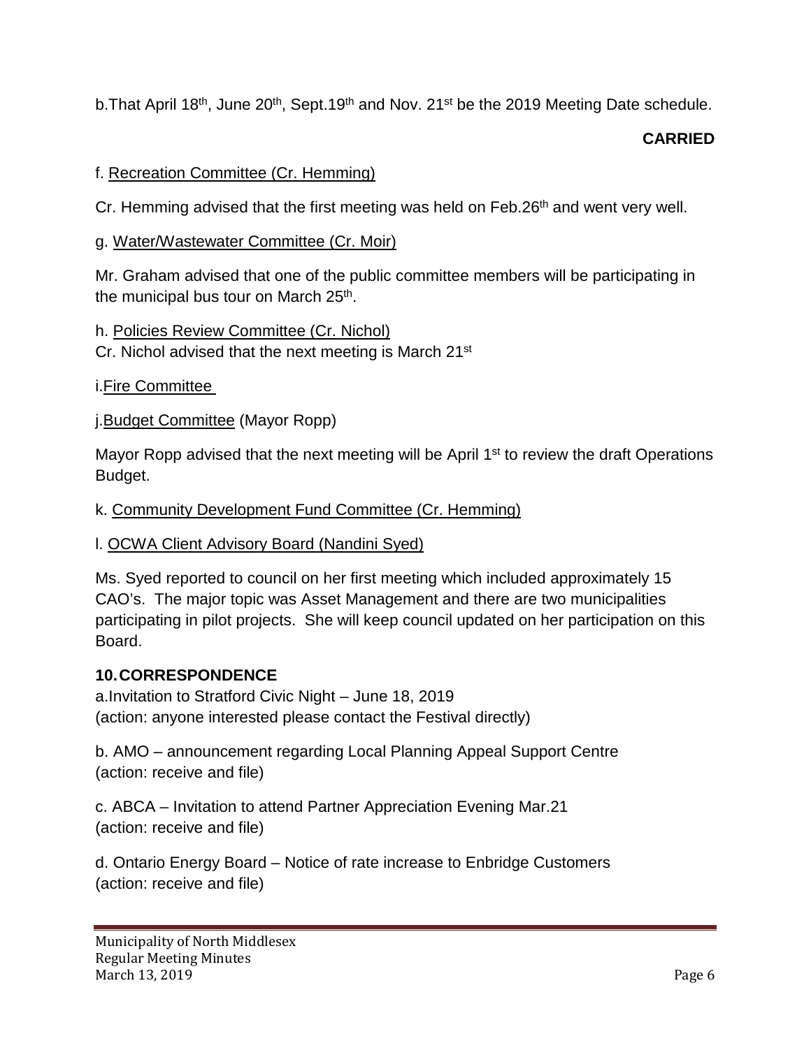b.That April 18th, June 20th, Sept.19th and Nov. 21st be the 2019 Meeting Date schedule.

**CARRIED**

f. Recreation Committee (Cr. Hemming)

Cr. Hemming advised that the first meeting was held on Feb.26th and went very well.

g. Water/Wastewater Committee (Cr. Moir)

Mr. Graham advised that one of the public committee members will be participating in the municipal bus tour on March 25th.

h. Policies Review Committee (Cr. Nichol)
Cr. Nichol advised that the next meeting is March 21st

i.Fire Committee

j.Budget Committee (Mayor Ropp)

Mayor Ropp advised that the next meeting will be April 1st to review the draft Operations Budget.

k. Community Development Fund Committee (Cr. Hemming)

l. OCWA Client Advisory Board (Nandini Syed)

Ms. Syed reported to council on her first meeting which included approximately 15 CAO's. The major topic was Asset Management and there are two municipalities participating in pilot projects. She will keep council updated on her participation on this Board.

**10. CORRESPONDENCE**

a.Invitation to Stratford Civic Night – June 18, 2019
(action: anyone interested please contact the Festival directly)

b. AMO – announcement regarding Local Planning Appeal Support Centre
(action: receive and file)

c. ABCA – Invitation to attend Partner Appreciation Evening Mar.21
(action: receive and file)

d. Ontario Energy Board – Notice of rate increase to Enbridge Customers
(action: receive and file)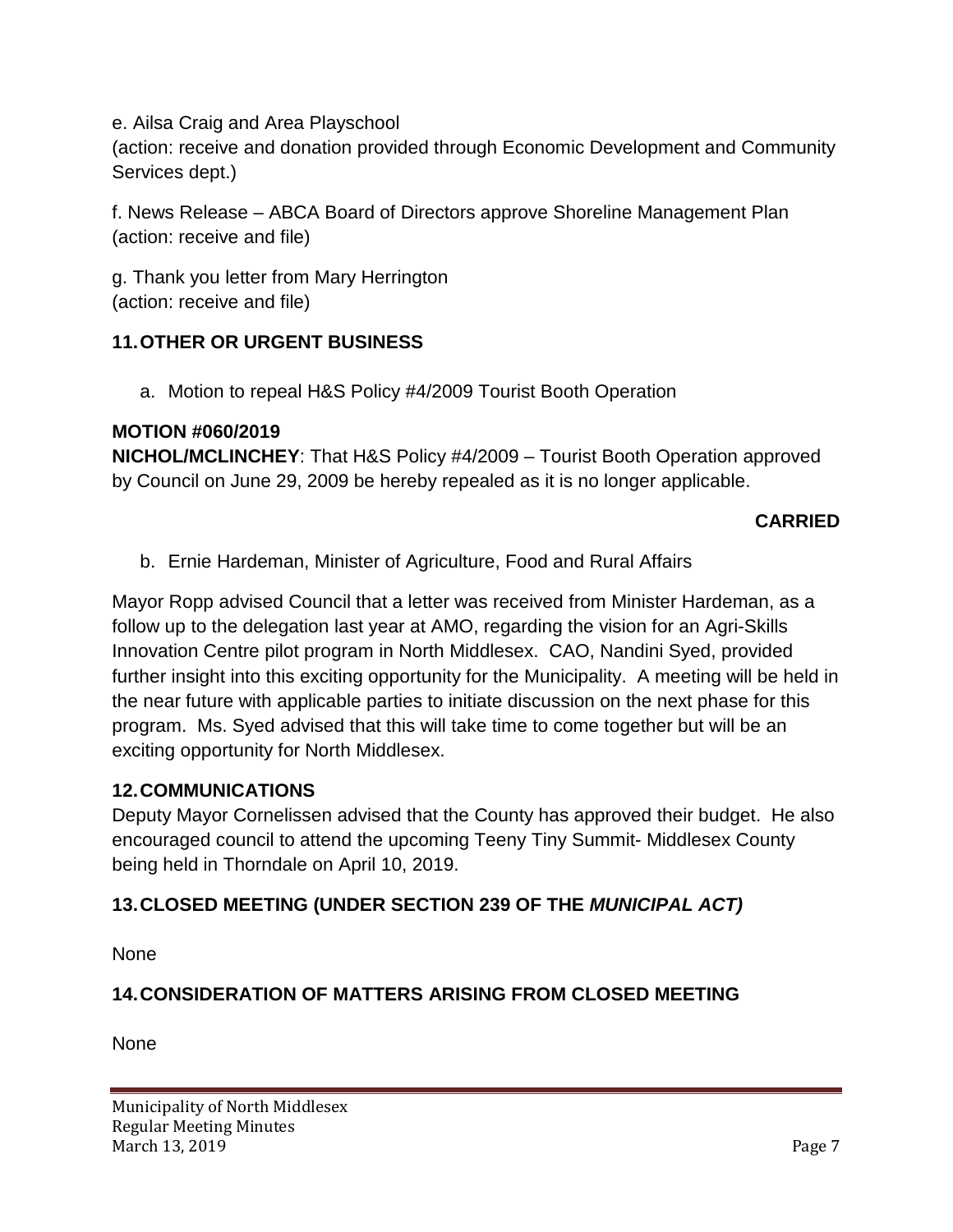e. Ailsa Craig and Area Playschool
(action: receive and donation provided through Economic Development and Community Services dept.)

f. News Release – ABCA Board of Directors approve Shoreline Management Plan
(action: receive and file)

g. Thank you letter from Mary Herrington
(action: receive and file)

## 11. OTHER OR URGENT BUSINESS

a. Motion to repeal H&S Policy #4/2009 Tourist Booth Operation

**MOTION #060/2019**
**NICHOL/MCLINCHEY**: That H&S Policy #4/2009 – Tourist Booth Operation approved by Council on June 29, 2009 be hereby repealed as it is no longer applicable.

**CARRIED**

b. Ernie Hardeman, Minister of Agriculture, Food and Rural Affairs

Mayor Ropp advised Council that a letter was received from Minister Hardeman, as a follow up to the delegation last year at AMO, regarding the vision for an Agri-Skills Innovation Centre pilot program in North Middlesex. CAO, Nandini Syed, provided further insight into this exciting opportunity for the Municipality. A meeting will be held in the near future with applicable parties to initiate discussion on the next phase for this program. Ms. Syed advised that this will take time to come together but will be an exciting opportunity for North Middlesex.

## 12. COMMUNICATIONS

Deputy Mayor Cornelissen advised that the County has approved their budget. He also encouraged council to attend the upcoming Teeny Tiny Summit- Middlesex County being held in Thorndale on April 10, 2019.

## 13. CLOSED MEETING (UNDER SECTION 239 OF THE *MUNICIPAL ACT)*

None

## 14. CONSIDERATION OF MATTERS ARISING FROM CLOSED MEETING

None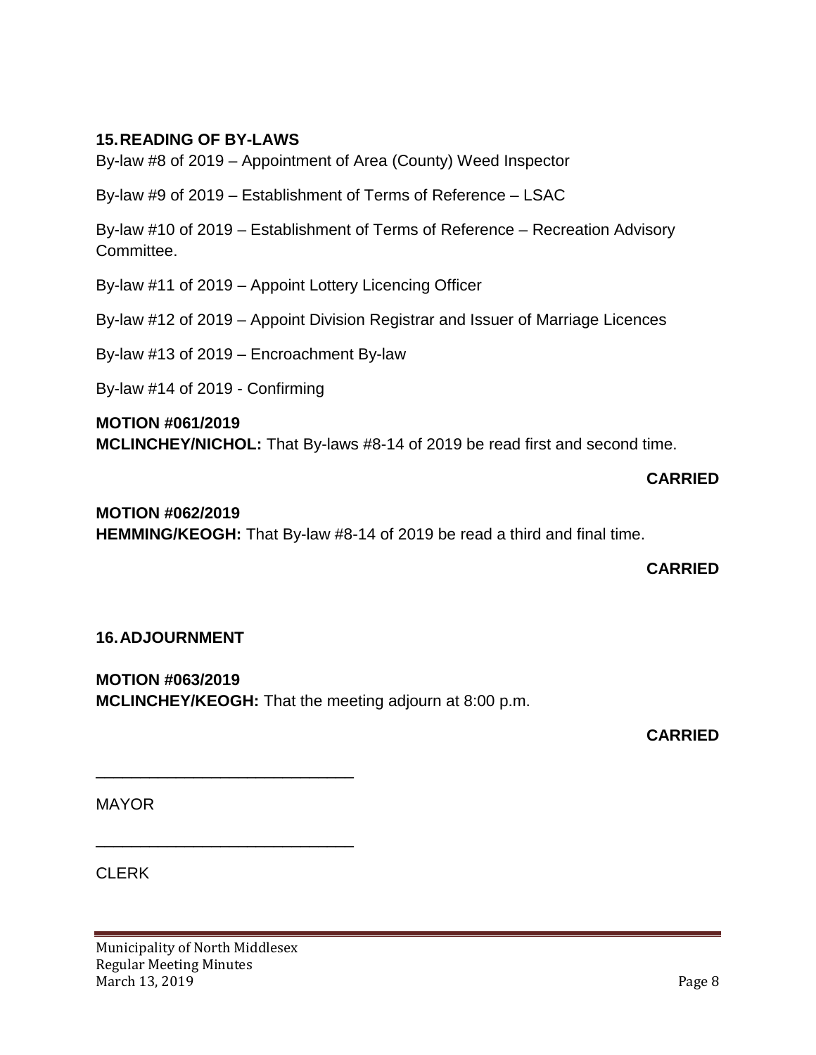## 15. READING OF BY-LAWS

By-law #8 of 2019 – Appointment of Area (County) Weed Inspector

By-law #9 of 2019 – Establishment of Terms of Reference – LSAC

By-law #10 of 2019 – Establishment of Terms of Reference – Recreation Advisory Committee.

By-law #11 of 2019 – Appoint Lottery Licencing Officer

By-law #12 of 2019 – Appoint Division Registrar and Issuer of Marriage Licences

By-law #13 of 2019 – Encroachment By-law

By-law #14 of 2019 - Confirming

**MOTION #061/2019**
**MCLINCHEY/NICHOL:** That By-laws #8-14 of 2019 be read first and second time.

**CARRIED**

**MOTION #062/2019**
**HEMMING/KEOGH:** That By-law #8-14 of 2019 be read a third and final time.

**CARRIED**

## 16. ADJOURNMENT

**MOTION #063/2019**
**MCLINCHEY/KEOGH:** That the meeting adjourn at 8:00 p.m.

**CARRIED**

_____________________________

MAYOR

_____________________________

CLERK